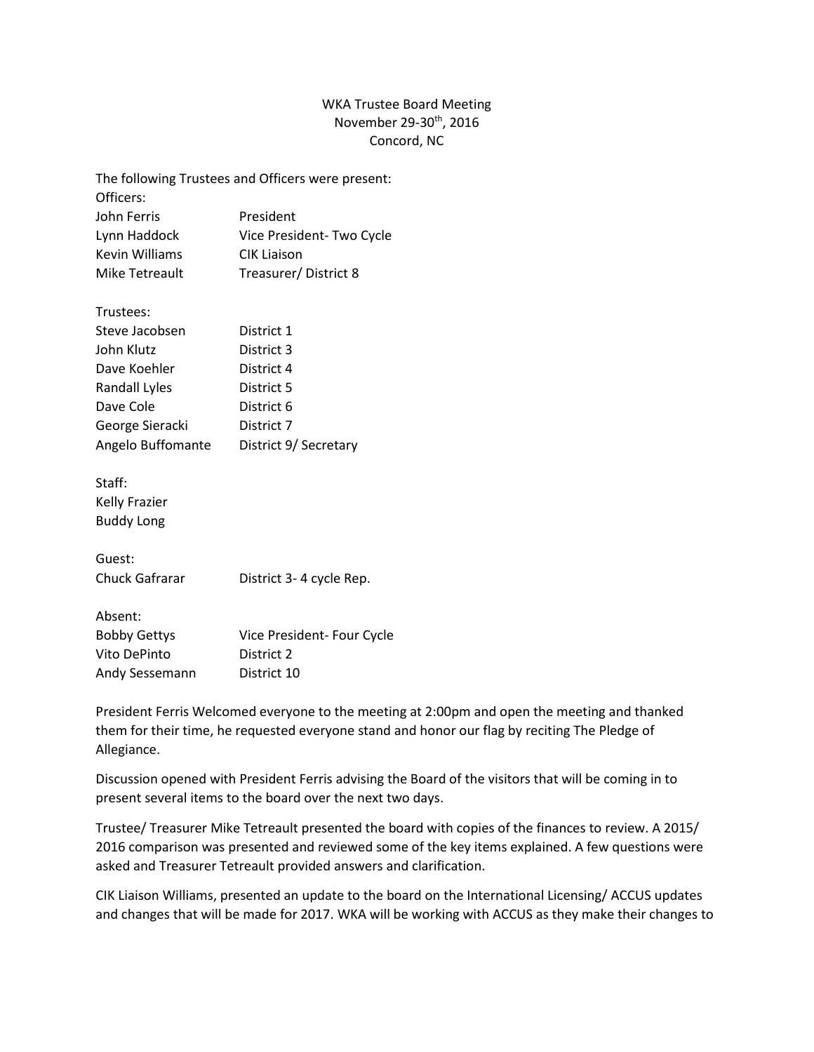# WKA Trustee Board Meeting
November 29-30th, 2016
Concord, NC

The following Trustees and Officers were present:

Officers:

| | |
|---|---|
| John Ferris | President |
| Lynn Haddock | Vice President- Two Cycle |
| Kevin Williams | CIK Liaison |
| Mike Tetreault | Treasurer/ District 8 |

Trustees:

| | |
|---|---|
| Steve Jacobsen | District 1 |
| John Klutz | District 3 |
| Dave Koehler | District 4 |
| Randall Lyles | District 5 |
| Dave Cole | District 6 |
| George Sieracki | District 7 |
| Angelo Buffomante | District 9/ Secretary |

Staff:
Kelly Frazier
Buddy Long

Guest:

| | |
|---|---|
| Chuck Gafrarar | District 3- 4 cycle Rep. |

Absent:

| | |
|---|---|
| Bobby Gettys | Vice President- Four Cycle |
| Vito DePinto | District 2 |
| Andy Sessemann | District 10 |

President Ferris Welcomed everyone to the meeting at 2:00pm and open the meeting and thanked them for their time, he requested everyone stand and honor our flag by reciting The Pledge of Allegiance.

Discussion opened with President Ferris advising the Board of the visitors that will be coming in to present several items to the board over the next two days.

Trustee/ Treasurer Mike Tetreault presented the board with copies of the finances to review. A 2015/ 2016 comparison was presented and reviewed some of the key items explained. A few questions were asked and Treasurer Tetreault provided answers and clarification.

CIK Liaison Williams, presented an update to the board on the International Licensing/ ACCUS updates and changes that will be made for 2017. WKA will be working with ACCUS as they make their changes to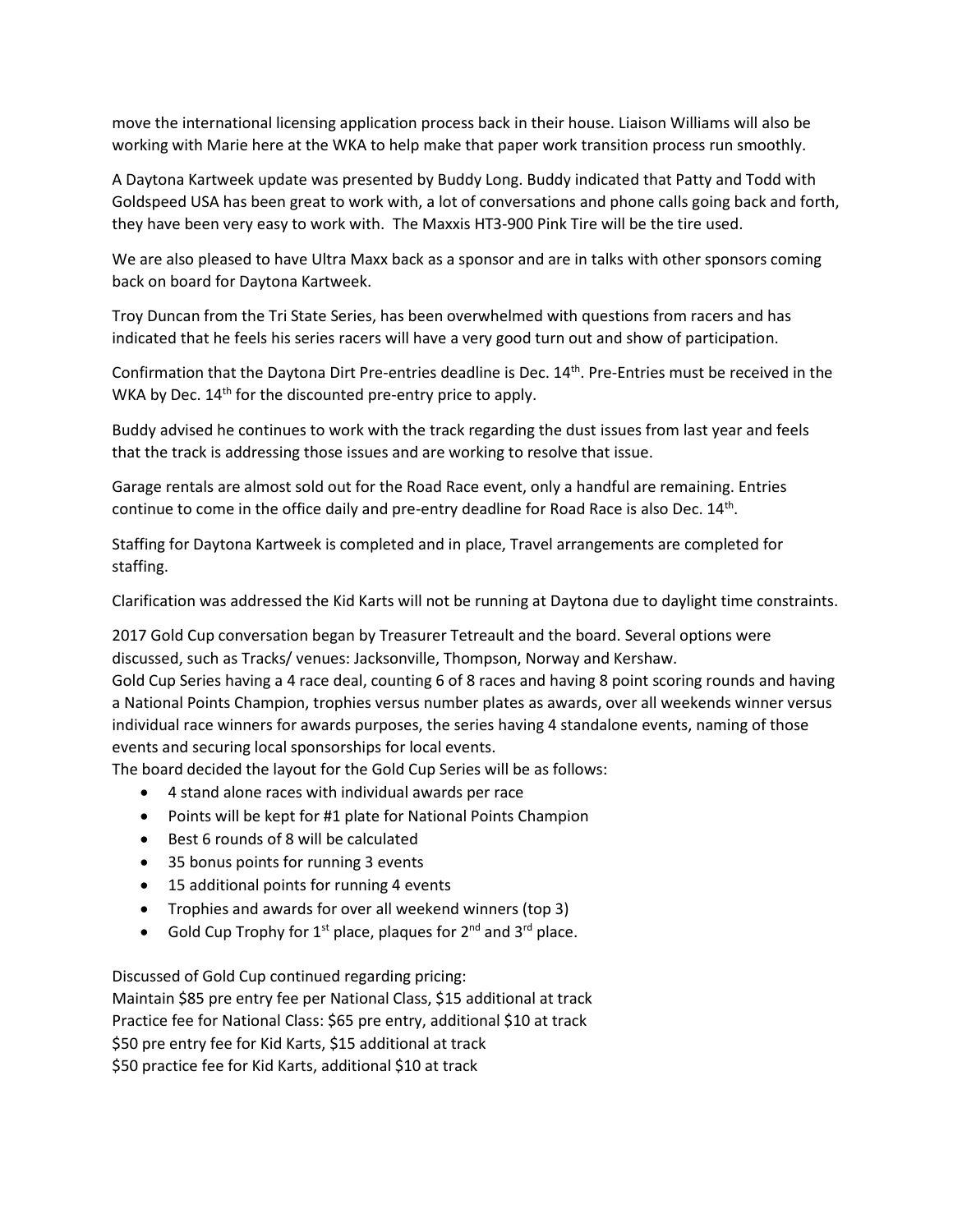move the international licensing application process back in their house. Liaison Williams will also be working with Marie here at the WKA to help make that paper work transition process run smoothly.

A Daytona Kartweek update was presented by Buddy Long. Buddy indicated that Patty and Todd with Goldspeed USA has been great to work with, a lot of conversations and phone calls going back and forth, they have been very easy to work with. The Maxxis HT3-900 Pink Tire will be the tire used.

We are also pleased to have Ultra Maxx back as a sponsor and are in talks with other sponsors coming back on board for Daytona Kartweek.

Troy Duncan from the Tri State Series, has been overwhelmed with questions from racers and has indicated that he feels his series racers will have a very good turn out and show of participation.

Confirmation that the Daytona Dirt Pre-entries deadline is Dec. 14th. Pre-Entries must be received in the WKA by Dec. 14th for the discounted pre-entry price to apply.

Buddy advised he continues to work with the track regarding the dust issues from last year and feels that the track is addressing those issues and are working to resolve that issue.

Garage rentals are almost sold out for the Road Race event, only a handful are remaining. Entries continue to come in the office daily and pre-entry deadline for Road Race is also Dec. 14th.

Staffing for Daytona Kartweek is completed and in place, Travel arrangements are completed for staffing.

Clarification was addressed the Kid Karts will not be running at Daytona due to daylight time constraints.

2017 Gold Cup conversation began by Treasurer Tetreault and the board. Several options were discussed, such as Tracks/ venues: Jacksonville, Thompson, Norway and Kershaw.
Gold Cup Series having a 4 race deal, counting 6 of 8 races and having 8 point scoring rounds and having a National Points Champion, trophies versus number plates as awards, over all weekends winner versus individual race winners for awards purposes, the series having 4 standalone events, naming of those events and securing local sponsorships for local events.
The board decided the layout for the Gold Cup Series will be as follows:

- 4 stand alone races with individual awards per race
- Points will be kept for #1 plate for National Points Champion
- Best 6 rounds of 8 will be calculated
- 35 bonus points for running 3 events
- 15 additional points for running 4 events
- Trophies and awards for over all weekend winners (top 3)
- Gold Cup Trophy for 1st place, plaques for 2nd and 3rd place.

Discussed of Gold Cup continued regarding pricing:
Maintain $85 pre entry fee per National Class, $15 additional at track
Practice fee for National Class: $65 pre entry, additional $10 at track
$50 pre entry fee for Kid Karts, $15 additional at track
$50 practice fee for Kid Karts, additional $10 at track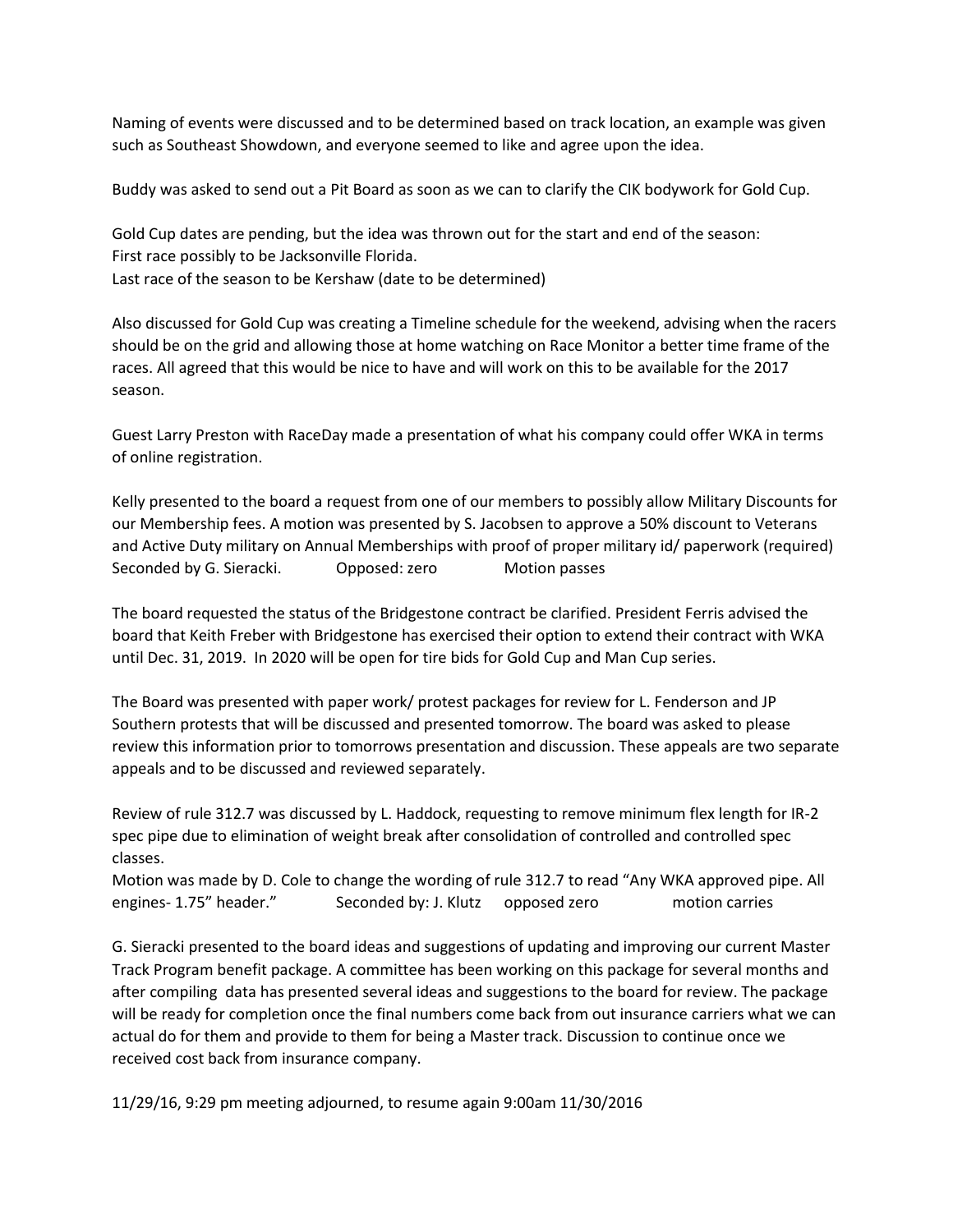Naming of events were discussed and to be determined based on track location, an example was given such as Southeast Showdown, and everyone seemed to like and agree upon the idea.

Buddy was asked to send out a Pit Board as soon as we can to clarify the CIK bodywork for Gold Cup.

Gold Cup dates are pending, but the idea was thrown out for the start and end of the season:
First race possibly to be Jacksonville Florida.
Last race of the season to be Kershaw (date to be determined)

Also discussed for Gold Cup was creating a Timeline schedule for the weekend, advising when the racers should be on the grid and allowing those at home watching on Race Monitor a better time frame of the races. All agreed that this would be nice to have and will work on this to be available for the 2017 season.

Guest Larry Preston with RaceDay made a presentation of what his company could offer WKA in terms of online registration.

Kelly presented to the board a request from one of our members to possibly allow Military Discounts for our Membership fees. A motion was presented by S. Jacobsen to approve a 50% discount to Veterans and Active Duty military on Annual Memberships with proof of proper military id/ paperwork (required)
Seconded by G. Sieracki. Opposed: zero Motion passes

The board requested the status of the Bridgestone contract be clarified. President Ferris advised the board that Keith Freber with Bridgestone has exercised their option to extend their contract with WKA until Dec. 31, 2019. In 2020 will be open for tire bids for Gold Cup and Man Cup series.

The Board was presented with paper work/ protest packages for review for L. Fenderson and JP Southern protests that will be discussed and presented tomorrow. The board was asked to please review this information prior to tomorrows presentation and discussion. These appeals are two separate appeals and to be discussed and reviewed separately.

Review of rule 312.7 was discussed by L. Haddock, requesting to remove minimum flex length for IR-2 spec pipe due to elimination of weight break after consolidation of controlled and controlled spec classes.
Motion was made by D. Cole to change the wording of rule 312.7 to read "Any WKA approved pipe. All engines- 1.75" header." Seconded by: J. Klutz opposed zero motion carries

G. Sieracki presented to the board ideas and suggestions of updating and improving our current Master Track Program benefit package. A committee has been working on this package for several months and after compiling data has presented several ideas and suggestions to the board for review. The package will be ready for completion once the final numbers come back from out insurance carriers what we can actual do for them and provide to them for being a Master track. Discussion to continue once we received cost back from insurance company.

11/29/16, 9:29 pm meeting adjourned, to resume again 9:00am 11/30/2016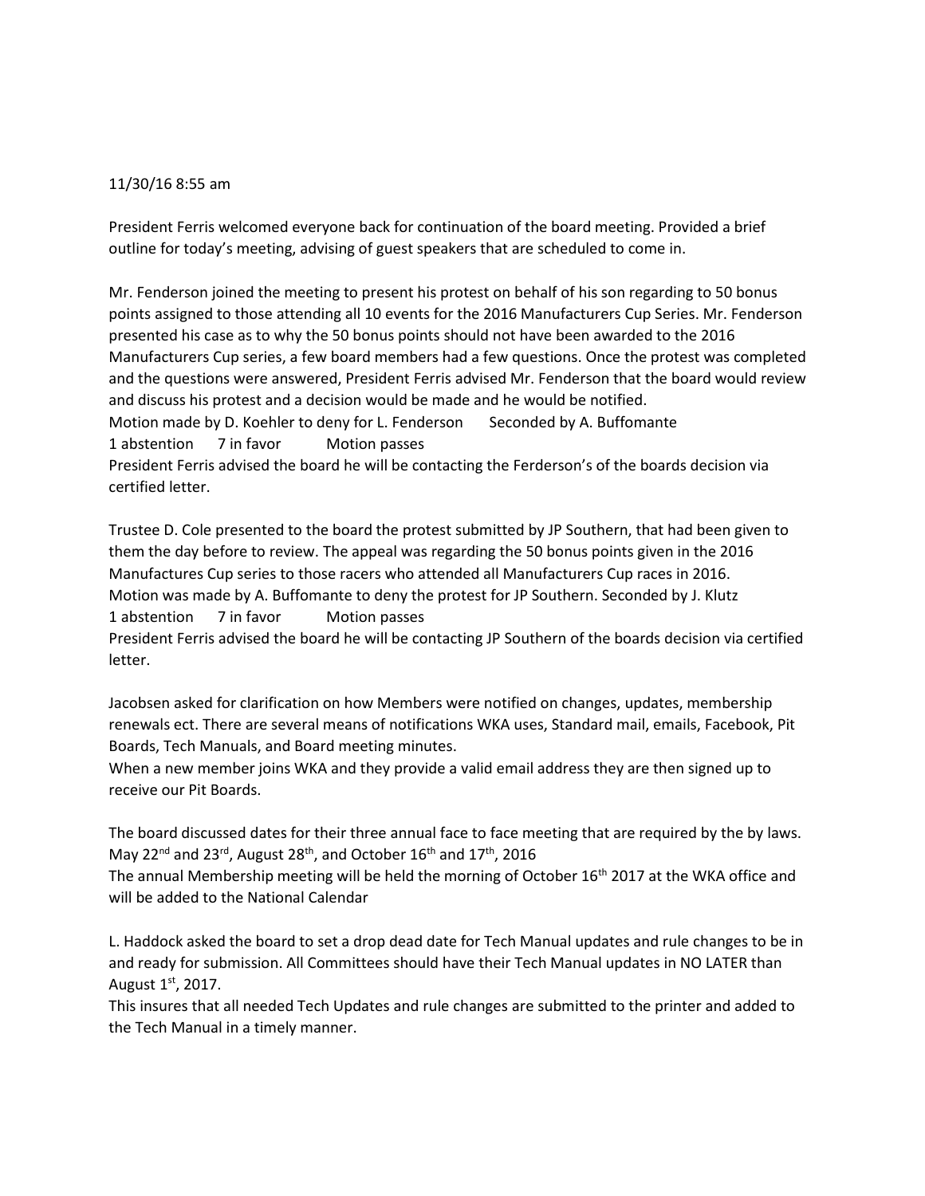11/30/16 8:55 am

President Ferris welcomed everyone back for continuation of the board meeting. Provided a brief outline for today's meeting, advising of guest speakers that are scheduled to come in.

Mr. Fenderson joined the meeting to present his protest on behalf of his son regarding to 50 bonus points assigned to those attending all 10 events for the 2016 Manufacturers Cup Series. Mr. Fenderson presented his case as to why the 50 bonus points should not have been awarded to the 2016 Manufacturers Cup series, a few board members had a few questions. Once the protest was completed and the questions were answered, President Ferris advised Mr. Fenderson that the board would review and discuss his protest and a decision would be made and he would be notified.
Motion made by D. Koehler to deny for L. Fenderson Seconded by A. Buffomante
1 abstention 7 in favor Motion passes
President Ferris advised the board he will be contacting the Ferderson's of the boards decision via certified letter.

Trustee D. Cole presented to the board the protest submitted by JP Southern, that had been given to them the day before to review. The appeal was regarding the 50 bonus points given in the 2016 Manufactures Cup series to those racers who attended all Manufacturers Cup races in 2016.
Motion was made by A. Buffomante to deny the protest for JP Southern. Seconded by J. Klutz
1 abstention 7 in favor Motion passes
President Ferris advised the board he will be contacting JP Southern of the boards decision via certified letter.

Jacobsen asked for clarification on how Members were notified on changes, updates, membership renewals ect. There are several means of notifications WKA uses, Standard mail, emails, Facebook, Pit Boards, Tech Manuals, and Board meeting minutes.
When a new member joins WKA and they provide a valid email address they are then signed up to receive our Pit Boards.

The board discussed dates for their three annual face to face meeting that are required by the by laws. May 22nd and 23rd, August 28th, and October 16th and 17th, 2016
The annual Membership meeting will be held the morning of October 16th 2017 at the WKA office and will be added to the National Calendar

L. Haddock asked the board to set a drop dead date for Tech Manual updates and rule changes to be in and ready for submission. All Committees should have their Tech Manual updates in NO LATER than August 1st, 2017.
This insures that all needed Tech Updates and rule changes are submitted to the printer and added to the Tech Manual in a timely manner.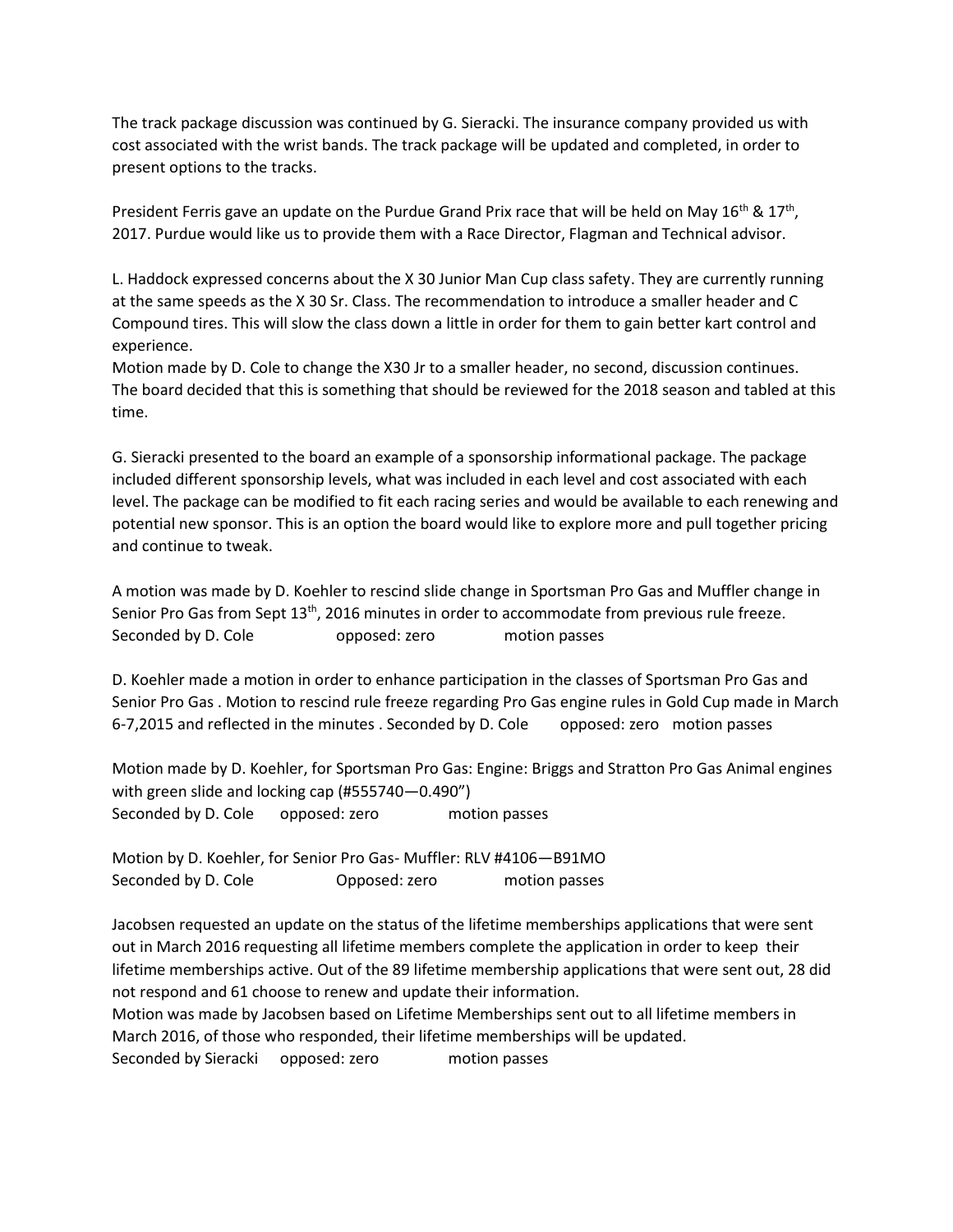The track package discussion was continued by G. Sieracki. The insurance company provided us with cost associated with the wrist bands. The track package will be updated and completed, in order to present options to the tracks.

President Ferris gave an update on the Purdue Grand Prix race that will be held on May 16th & 17th, 2017. Purdue would like us to provide them with a Race Director, Flagman and Technical advisor.

L. Haddock expressed concerns about the X 30 Junior Man Cup class safety. They are currently running at the same speeds as the X 30 Sr. Class. The recommendation to introduce a smaller header and C Compound tires. This will slow the class down a little in order for them to gain better kart control and experience.
Motion made by D. Cole to change the X30 Jr to a smaller header, no second, discussion continues. The board decided that this is something that should be reviewed for the 2018 season and tabled at this time.

G. Sieracki presented to the board an example of a sponsorship informational package. The package included different sponsorship levels, what was included in each level and cost associated with each level. The package can be modified to fit each racing series and would be available to each renewing and potential new sponsor. This is an option the board would like to explore more and pull together pricing and continue to tweak.

A motion was made by D. Koehler to rescind slide change in Sportsman Pro Gas and Muffler change in Senior Pro Gas from Sept 13th, 2016 minutes in order to accommodate from previous rule freeze.
Seconded by D. Cole opposed: zero motion passes

D. Koehler made a motion in order to enhance participation in the classes of Sportsman Pro Gas and Senior Pro Gas . Motion to rescind rule freeze regarding Pro Gas engine rules in Gold Cup made in March 6-7,2015 and reflected in the minutes . Seconded by D. Cole opposed: zero motion passes

Motion made by D. Koehler, for Sportsman Pro Gas: Engine: Briggs and Stratton Pro Gas Animal engines with green slide and locking cap (#555740—0.490")
Seconded by D. Cole opposed: zero motion passes

Motion by D. Koehler, for Senior Pro Gas- Muffler: RLV #4106—B91MO
Seconded by D. Cole Opposed: zero motion passes

Jacobsen requested an update on the status of the lifetime memberships applications that were sent out in March 2016 requesting all lifetime members complete the application in order to keep their lifetime memberships active. Out of the 89 lifetime membership applications that were sent out, 28 did not respond and 61 choose to renew and update their information.
Motion was made by Jacobsen based on Lifetime Memberships sent out to all lifetime members in March 2016, of those who responded, their lifetime memberships will be updated.
Seconded by Sieracki opposed: zero motion passes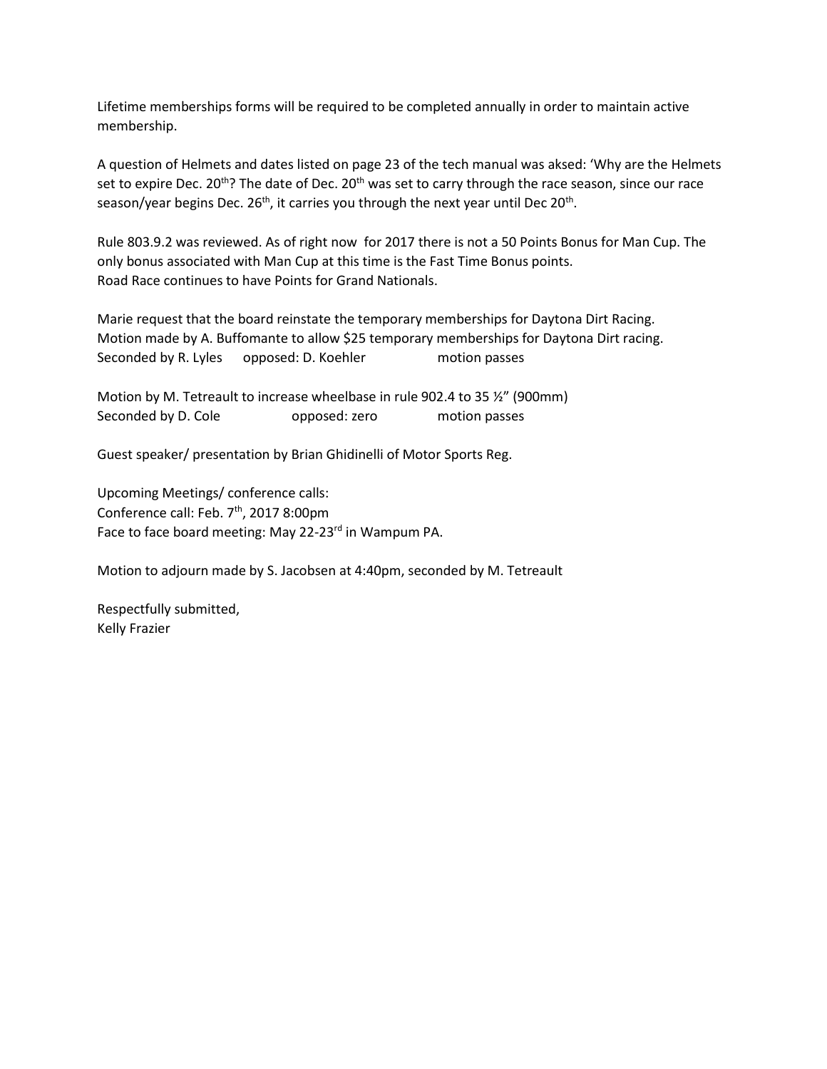Lifetime memberships forms will be required to be completed annually in order to maintain active membership.

A question of Helmets and dates listed on page 23 of the tech manual was aksed: 'Why are the Helmets set to expire Dec. 20th? The date of Dec. 20th was set to carry through the race season, since our race season/year begins Dec. 26th, it carries you through the next year until Dec 20th.

Rule 803.9.2 was reviewed. As of right now for 2017 there is not a 50 Points Bonus for Man Cup. The only bonus associated with Man Cup at this time is the Fast Time Bonus points.
Road Race continues to have Points for Grand Nationals.

Marie request that the board reinstate the temporary memberships for Daytona Dirt Racing.
Motion made by A. Buffomante to allow $25 temporary memberships for Daytona Dirt racing.
Seconded by R. Lyles opposed: D. Koehler motion passes

Motion by M. Tetreault to increase wheelbase in rule 902.4 to 35 ½" (900mm)
Seconded by D. Cole opposed: zero motion passes

Guest speaker/ presentation by Brian Ghidinelli of Motor Sports Reg.

Upcoming Meetings/ conference calls:
Conference call: Feb. 7th, 2017 8:00pm
Face to face board meeting: May 22-23rd in Wampum PA.

Motion to adjourn made by S. Jacobsen at 4:40pm, seconded by M. Tetreault

Respectfully submitted,
Kelly Frazier